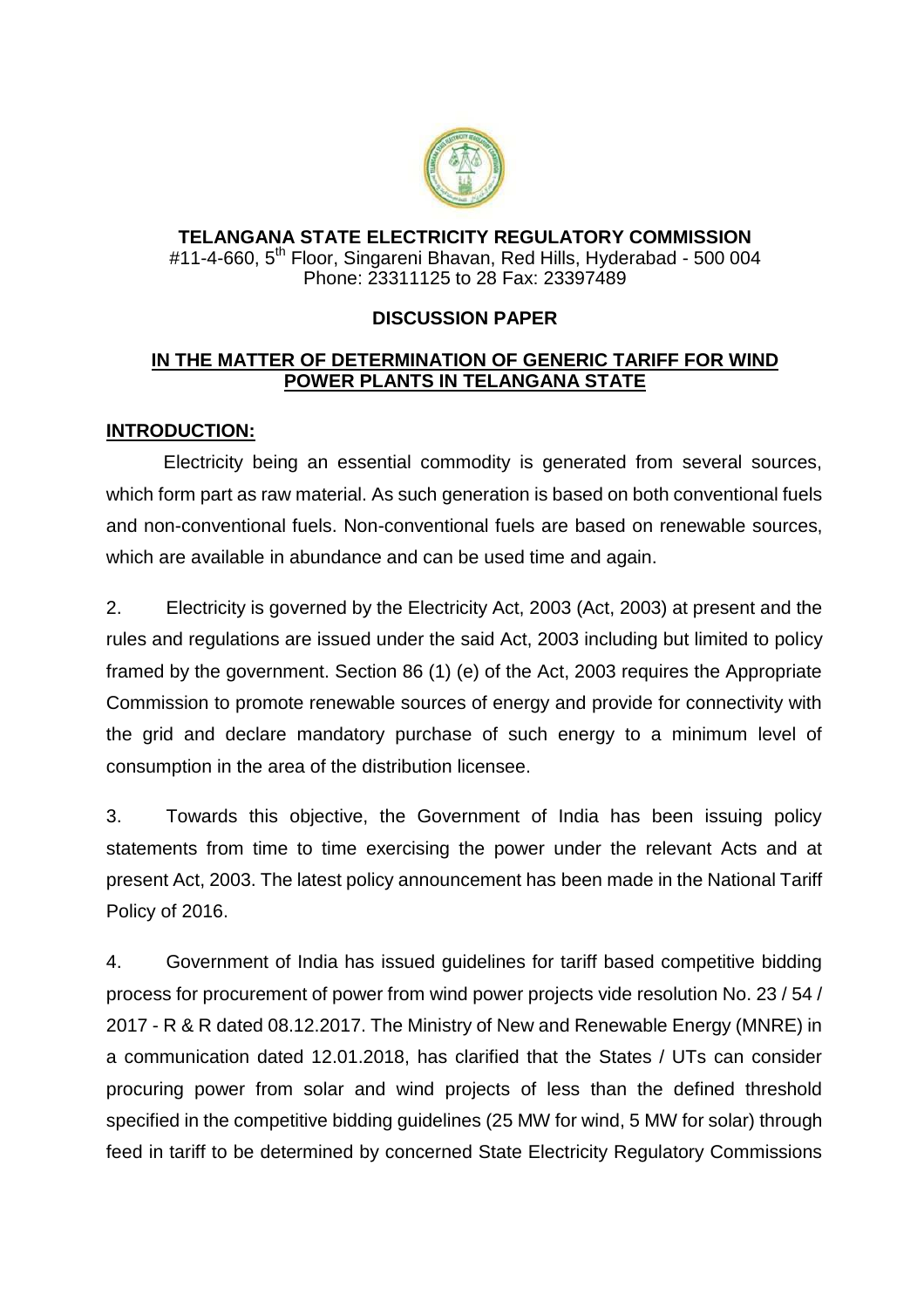**TELANGANA STATE ELECTRICITY REGULATORY COMMISSION**
#11-4-660, 5th Floor, Singareni Bhavan, Red Hills, Hyderabad - 500 004
Phone: 23311125 to 28 Fax: 23397489

**DISCUSSION PAPER**

**IN THE MATTER OF DETERMINATION OF GENERIC TARIFF FOR WIND POWER PLANTS IN TELANGANA STATE**

**INTRODUCTION:**

Electricity being an essential commodity is generated from several sources, which form part as raw material. As such generation is based on both conventional fuels and non-conventional fuels. Non-conventional fuels are based on renewable sources, which are available in abundance and can be used time and again.

2. Electricity is governed by the Electricity Act, 2003 (Act, 2003) at present and the rules and regulations are issued under the said Act, 2003 including but limited to policy framed by the government. Section 86 (1) (e) of the Act, 2003 requires the Appropriate Commission to promote renewable sources of energy and provide for connectivity with the grid and declare mandatory purchase of such energy to a minimum level of consumption in the area of the distribution licensee.

3. Towards this objective, the Government of India has been issuing policy statements from time to time exercising the power under the relevant Acts and at present Act, 2003. The latest policy announcement has been made in the National Tariff Policy of 2016.

4. Government of India has issued guidelines for tariff based competitive bidding process for procurement of power from wind power projects vide resolution No. 23 / 54 / 2017 - R & R dated 08.12.2017. The Ministry of New and Renewable Energy (MNRE) in a communication dated 12.01.2018, has clarified that the States / UTs can consider procuring power from solar and wind projects of less than the defined threshold specified in the competitive bidding guidelines (25 MW for wind, 5 MW for solar) through feed in tariff to be determined by concerned State Electricity Regulatory Commissions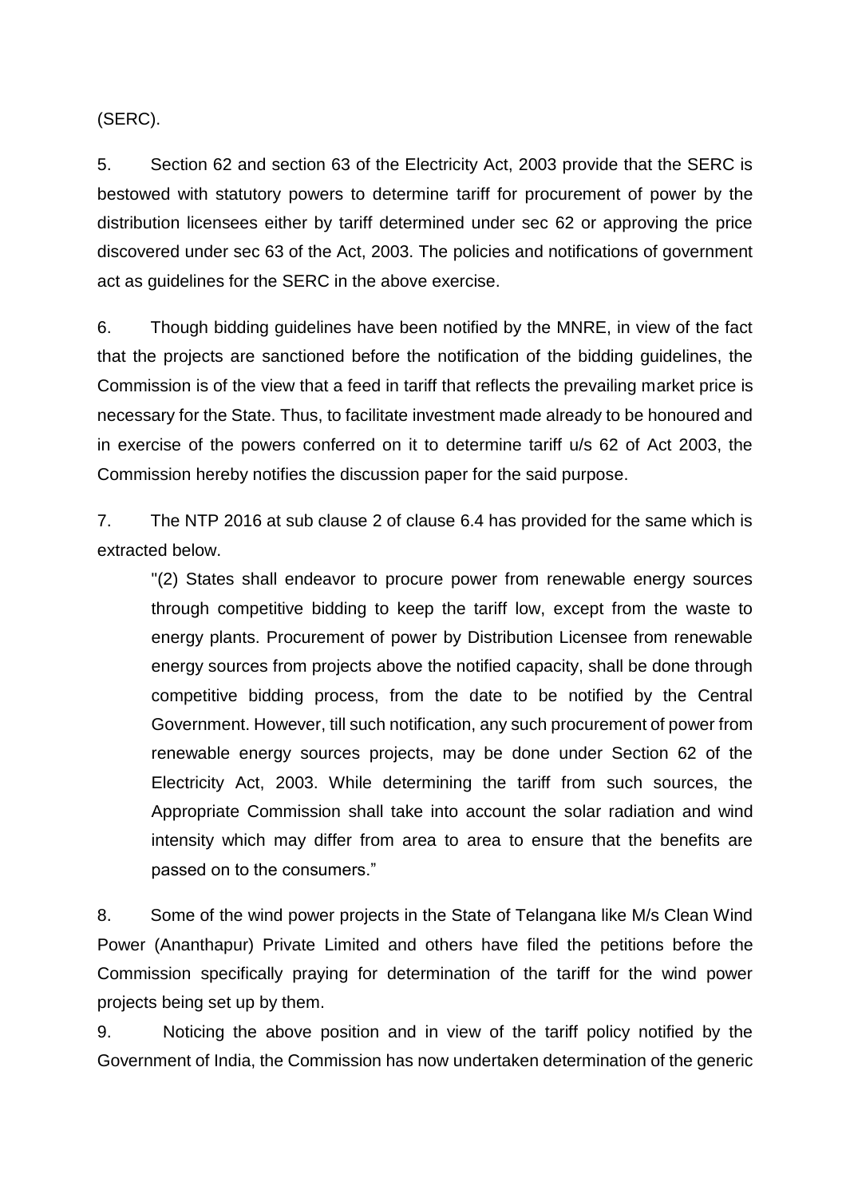(SERC).

5. Section 62 and section 63 of the Electricity Act, 2003 provide that the SERC is bestowed with statutory powers to determine tariff for procurement of power by the distribution licensees either by tariff determined under sec 62 or approving the price discovered under sec 63 of the Act, 2003. The policies and notifications of government act as guidelines for the SERC in the above exercise.

6. Though bidding guidelines have been notified by the MNRE, in view of the fact that the projects are sanctioned before the notification of the bidding guidelines, the Commission is of the view that a feed in tariff that reflects the prevailing market price is necessary for the State. Thus, to facilitate investment made already to be honoured and in exercise of the powers conferred on it to determine tariff u/s 62 of Act 2003, the Commission hereby notifies the discussion paper for the said purpose.

7. The NTP 2016 at sub clause 2 of clause 6.4 has provided for the same which is extracted below.

> "(2) States shall endeavor to procure power from renewable energy sources through competitive bidding to keep the tariff low, except from the waste to energy plants. Procurement of power by Distribution Licensee from renewable energy sources from projects above the notified capacity, shall be done through competitive bidding process, from the date to be notified by the Central Government. However, till such notification, any such procurement of power from renewable energy sources projects, may be done under Section 62 of the Electricity Act, 2003. While determining the tariff from such sources, the Appropriate Commission shall take into account the solar radiation and wind intensity which may differ from area to area to ensure that the benefits are passed on to the consumers."

8. Some of the wind power projects in the State of Telangana like M/s Clean Wind Power (Ananthapur) Private Limited and others have filed the petitions before the Commission specifically praying for determination of the tariff for the wind power projects being set up by them.

9. Noticing the above position and in view of the tariff policy notified by the Government of India, the Commission has now undertaken determination of the generic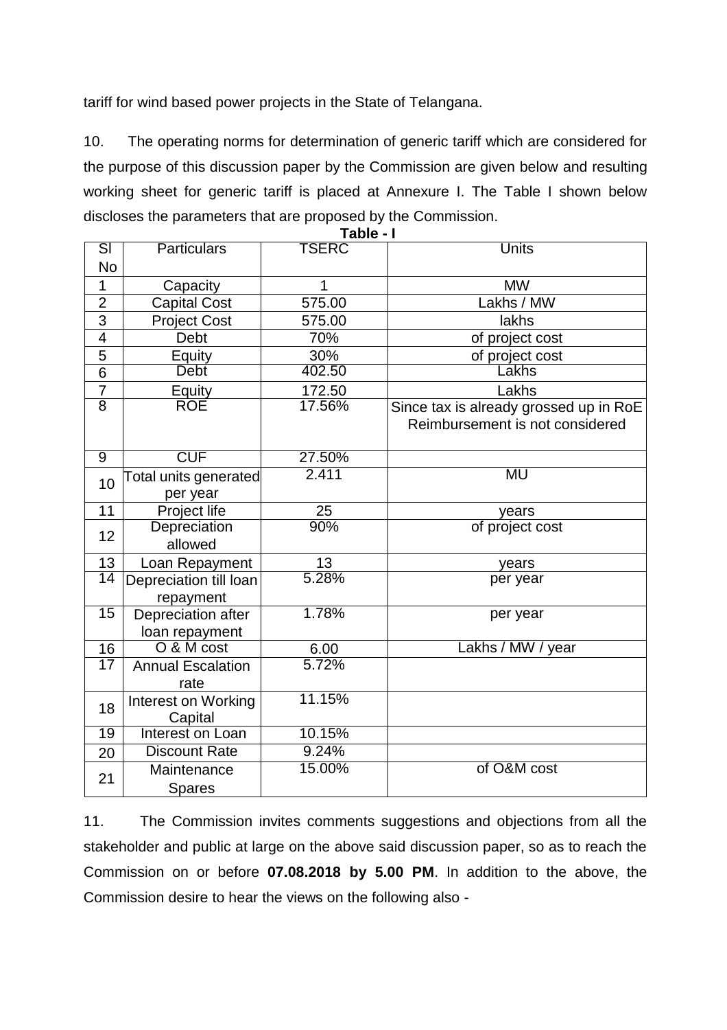tariff for wind based power projects in the State of Telangana.

10. The operating norms for determination of generic tariff which are considered for the purpose of this discussion paper by the Commission are given below and resulting working sheet for generic tariff is placed at Annexure I. The Table I shown below discloses the parameters that are proposed by the Commission.

**Table - I**

| Sl No | Particulars | TSERC | Units |
|---|---|---|---|
| 1 | Capacity | 1 | MW |
| 2 | Capital Cost | 575.00 | Lakhs / MW |
| 3 | Project Cost | 575.00 | lakhs |
| 4 | Debt | 70% | of project cost |
| 5 | Equity | 30% | of project cost |
| 6 | Debt | 402.50 | Lakhs |
| 7 | Equity | 172.50 | Lakhs |
| 8 | ROE | 17.56% | Since tax is already grossed up in RoE Reimbursement is not considered |
| 9 | CUF | 27.50% | |
| 10 | Total units generated per year | 2.411 | MU |
| 11 | Project life | 25 | years |
| 12 | Depreciation allowed | 90% | of project cost |
| 13 | Loan Repayment | 13 | years |
| 14 | Depreciation till loan repayment | 5.28% | per year |
| 15 | Depreciation after loan repayment | 1.78% | per year |
| 16 | O & M cost | 6.00 | Lakhs / MW / year |
| 17 | Annual Escalation rate | 5.72% | |
| 18 | Interest on Working Capital | 11.15% | |
| 19 | Interest on Loan | 10.15% | |
| 20 | Discount Rate | 9.24% | |
| 21 | Maintenance Spares | 15.00% | of O&M cost |

11. The Commission invites comments suggestions and objections from all the stakeholder and public at large on the above said discussion paper, so as to reach the Commission on or before **07.08.2018 by 5.00 PM**. In addition to the above, the Commission desire to hear the views on the following also -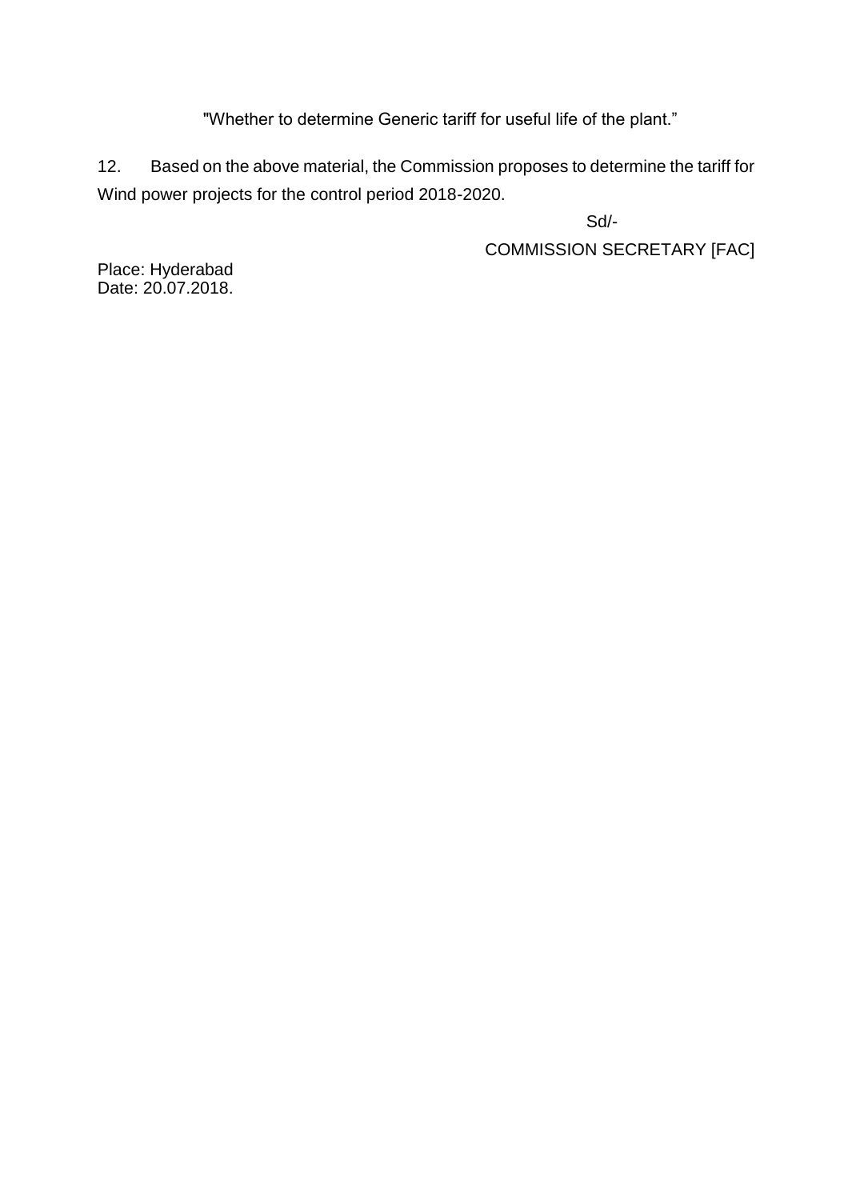"Whether to determine Generic tariff for useful life of the plant."

12. Based on the above material, the Commission proposes to determine the tariff for Wind power projects for the control period 2018-2020.

Sd/-

COMMISSION SECRETARY [FAC]

Place: Hyderabad
Date: 20.07.2018.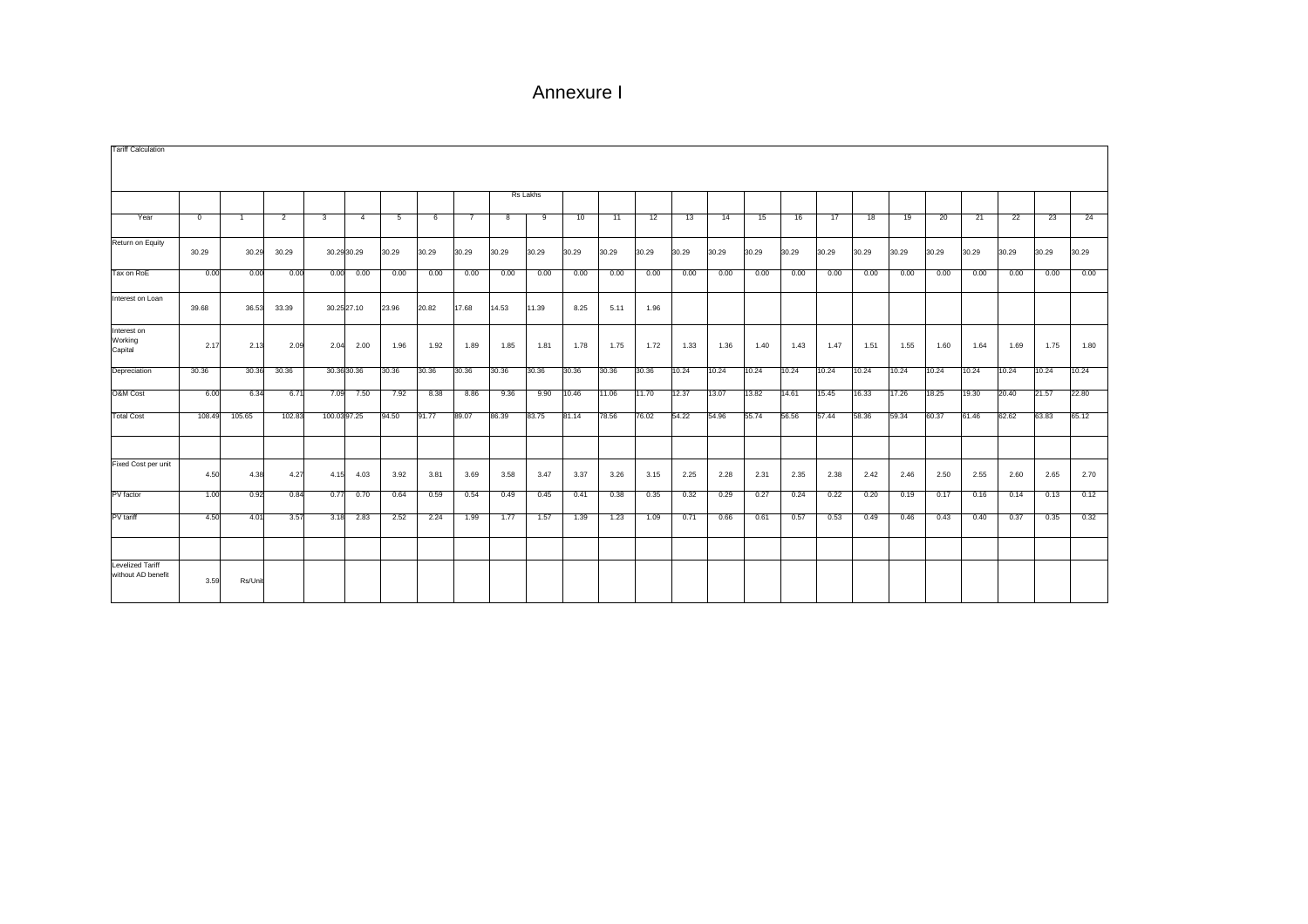# Annexure I

Tariff Calculation

| | | | | | | | | | | | | | | | | | | | | | | | | | |
|---|---|---|---|---|---|---|---|---|---|---|---|---|---|---|---|---|---|---|---|---|---|---|---|---|---|
| | | | | | | | | | | Rs Lakhs | | | | | | | | | | | | | | | |
| Year | 0 | 1 | 2 | 3 | 4 | 5 | 6 | 7 | 8 | 9 | 10 | 11 | 12 | 13 | 14 | 15 | 16 | 17 | 18 | 19 | 20 | 21 | 22 | 23 | 24 |
| Return on Equity | 30.29 | 30.29 | 30.29 | 30.29 | 30.29 | 30.29 | 30.29 | 30.29 | 30.29 | 30.29 | 30.29 | 30.29 | 30.29 | 30.29 | 30.29 | 30.29 | 30.29 | 30.29 | 30.29 | 30.29 | 30.29 | 30.29 | 30.29 | 30.29 | 30.29 |
| Tax on RoE | 0.00 | 0.00 | 0.00 | 0.00 | 0.00 | 0.00 | 0.00 | 0.00 | 0.00 | 0.00 | 0.00 | 0.00 | 0.00 | 0.00 | 0.00 | 0.00 | 0.00 | 0.00 | 0.00 | 0.00 | 0.00 | 0.00 | 0.00 | 0.00 | 0.00 |
| Interest on Loan | 39.68 | 36.53 | 33.39 | 30.25 | 27.10 | 23.96 | 20.82 | 17.68 | 14.53 | 11.39 | 8.25 | 5.11 | 1.96 | | | | | | | | | | | | |
| Interest on Working Capital | 2.17 | 2.13 | 2.09 | 2.04 | 2.00 | 1.96 | 1.92 | 1.89 | 1.85 | 1.81 | 1.78 | 1.75 | 1.72 | 1.33 | 1.36 | 1.40 | 1.43 | 1.47 | 1.51 | 1.55 | 1.60 | 1.64 | 1.69 | 1.75 | 1.80 |
| Depreciation | 30.36 | 30.36 | 30.36 | 30.36 | 30.36 | 30.36 | 30.36 | 30.36 | 30.36 | 30.36 | 30.36 | 30.36 | 30.36 | 10.24 | 10.24 | 10.24 | 10.24 | 10.24 | 10.24 | 10.24 | 10.24 | 10.24 | 10.24 | 10.24 | 10.24 |
| O&M Cost | 6.00 | 6.34 | 6.71 | 7.09 | 7.50 | 7.92 | 8.38 | 8.86 | 9.36 | 9.90 | 10.46 | 11.06 | 11.70 | 12.37 | 13.07 | 13.82 | 14.61 | 15.45 | 16.33 | 17.26 | 18.25 | 19.30 | 20.40 | 21.57 | 22.80 |
| Total Cost | 108.49 | 105.65 | 102.83 | 100.03 | 97.25 | 94.50 | 91.77 | 89.07 | 86.39 | 83.75 | 81.14 | 78.56 | 76.02 | 54.22 | 54.96 | 55.74 | 56.56 | 57.44 | 58.36 | 59.34 | 60.37 | 61.46 | 62.62 | 63.83 | 65.12 |
| | | | | | | | | | | | | | | | | | | | | | | | | | |
| Fixed Cost per unit | 4.50 | 4.38 | 4.27 | 4.15 | 4.03 | 3.92 | 3.81 | 3.69 | 3.58 | 3.47 | 3.37 | 3.26 | 3.15 | 2.25 | 2.28 | 2.31 | 2.35 | 2.38 | 2.42 | 2.46 | 2.50 | 2.55 | 2.60 | 2.65 | 2.70 |
| PV factor | 1.00 | 0.92 | 0.84 | 0.77 | 0.70 | 0.64 | 0.59 | 0.54 | 0.49 | 0.45 | 0.41 | 0.38 | 0.35 | 0.32 | 0.29 | 0.27 | 0.24 | 0.22 | 0.20 | 0.19 | 0.17 | 0.16 | 0.14 | 0.13 | 0.12 |
| PV tariff | 4.50 | 4.01 | 3.57 | 3.18 | 2.83 | 2.52 | 2.24 | 1.99 | 1.77 | 1.57 | 1.39 | 1.23 | 1.09 | 0.71 | 0.66 | 0.61 | 0.57 | 0.53 | 0.49 | 0.46 | 0.43 | 0.40 | 0.37 | 0.35 | 0.32 |
| | | | | | | | | | | | | | | | | | | | | | | | | | |
| Levelized Tariff without AD benefit | 3.59 | Rs/Unit | | | | | | | | | | | | | | | | | | | | | | | |